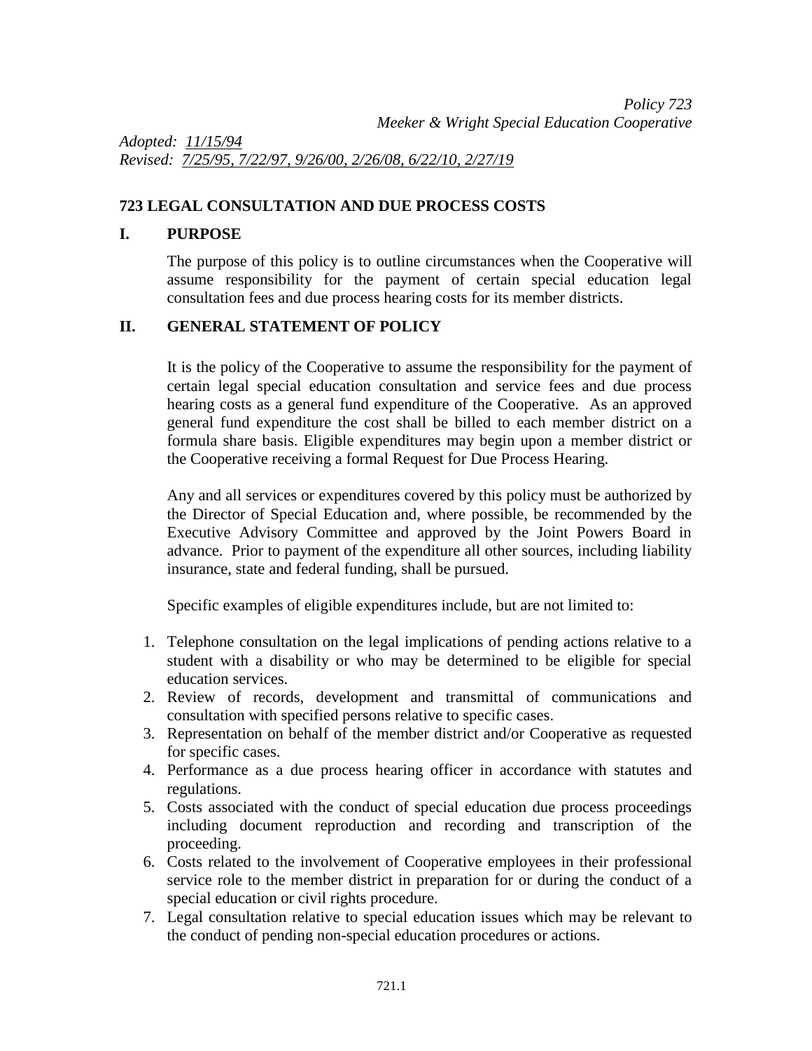*Policy 723*
*Meeker & Wright Special Education Cooperative*

*Adopted: 11/15/94*
*Revised: 7/25/95, 7/22/97, 9/26/00, 2/26/08, 6/22/10, 2/27/19*

## 723 LEGAL CONSULTATION AND DUE PROCESS COSTS

### I. PURPOSE

The purpose of this policy is to outline circumstances when the Cooperative will assume responsibility for the payment of certain special education legal consultation fees and due process hearing costs for its member districts.

### II. GENERAL STATEMENT OF POLICY

It is the policy of the Cooperative to assume the responsibility for the payment of certain legal special education consultation and service fees and due process hearing costs as a general fund expenditure of the Cooperative. As an approved general fund expenditure the cost shall be billed to each member district on a formula share basis. Eligible expenditures may begin upon a member district or the Cooperative receiving a formal Request for Due Process Hearing.

Any and all services or expenditures covered by this policy must be authorized by the Director of Special Education and, where possible, be recommended by the Executive Advisory Committee and approved by the Joint Powers Board in advance. Prior to payment of the expenditure all other sources, including liability insurance, state and federal funding, shall be pursued.

Specific examples of eligible expenditures include, but are not limited to:

1. Telephone consultation on the legal implications of pending actions relative to a student with a disability or who may be determined to be eligible for special education services.
2. Review of records, development and transmittal of communications and consultation with specified persons relative to specific cases.
3. Representation on behalf of the member district and/or Cooperative as requested for specific cases.
4. Performance as a due process hearing officer in accordance with statutes and regulations.
5. Costs associated with the conduct of special education due process proceedings including document reproduction and recording and transcription of the proceeding.
6. Costs related to the involvement of Cooperative employees in their professional service role to the member district in preparation for or during the conduct of a special education or civil rights procedure.
7. Legal consultation relative to special education issues which may be relevant to the conduct of pending non-special education procedures or actions.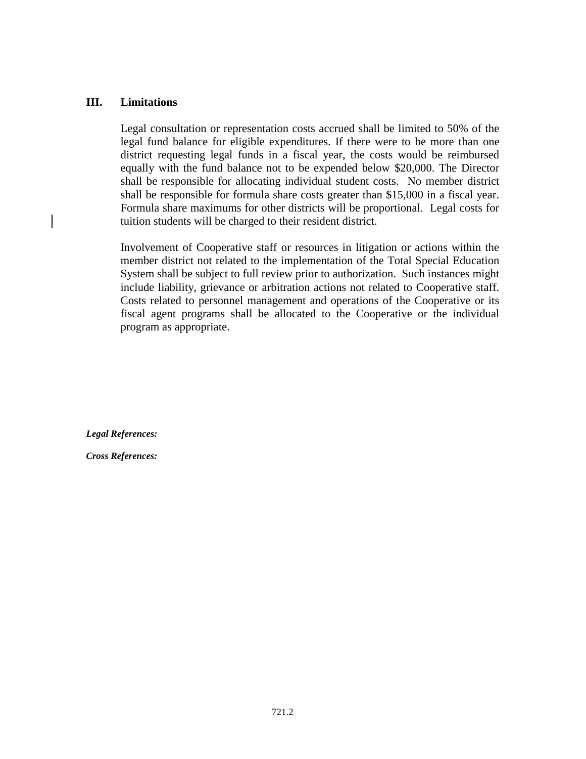## III. Limitations

Legal consultation or representation costs accrued shall be limited to 50% of the legal fund balance for eligible expenditures. If there were to be more than one district requesting legal funds in a fiscal year, the costs would be reimbursed equally with the fund balance not to be expended below $20,000. The Director shall be responsible for allocating individual student costs. No member district shall be responsible for formula share costs greater than $15,000 in a fiscal year. Formula share maximums for other districts will be proportional. Legal costs for tuition students will be charged to their resident district.

Involvement of Cooperative staff or resources in litigation or actions within the member district not related to the implementation of the Total Special Education System shall be subject to full review prior to authorization. Such instances might include liability, grievance or arbitration actions not related to Cooperative staff. Costs related to personnel management and operations of the Cooperative or its fiscal agent programs shall be allocated to the Cooperative or the individual program as appropriate.

***Legal References:***

***Cross References:***